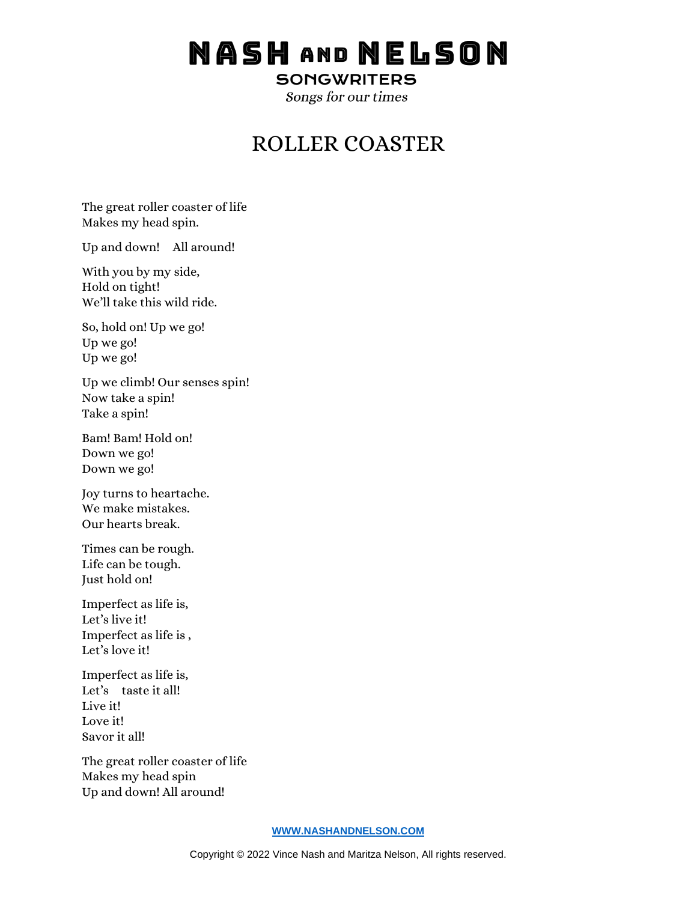# NASH AND NELSON

**SONGWRITERS**

*Songs for our times*

## ROLLER COASTER

The great roller coaster of life
Makes my head spin.

Up and down! All around!

With you by my side,
Hold on tight!
We'll take this wild ride.

So, hold on! Up we go!
Up we go!
Up we go!

Up we climb! Our senses spin!
Now take a spin!
Take a spin!

Bam! Bam! Hold on!
Down we go!
Down we go!

Joy turns to heartache.
We make mistakes.
Our hearts break.

Times can be rough.
Life can be tough.
Just hold on!

Imperfect as life is,
Let's live it!
Imperfect as life is ,
Let's love it!

Imperfect as life is,
Let's taste it all!
Live it!
Love it!
Savor it all!

The great roller coaster of life
Makes my head spin
Up and down! All around!

[WWW.NASHANDNELSON.COM](http://WWW.NASHANDNELSON.COM)

Copyright © 2022 Vince Nash and Maritza Nelson, All rights reserved.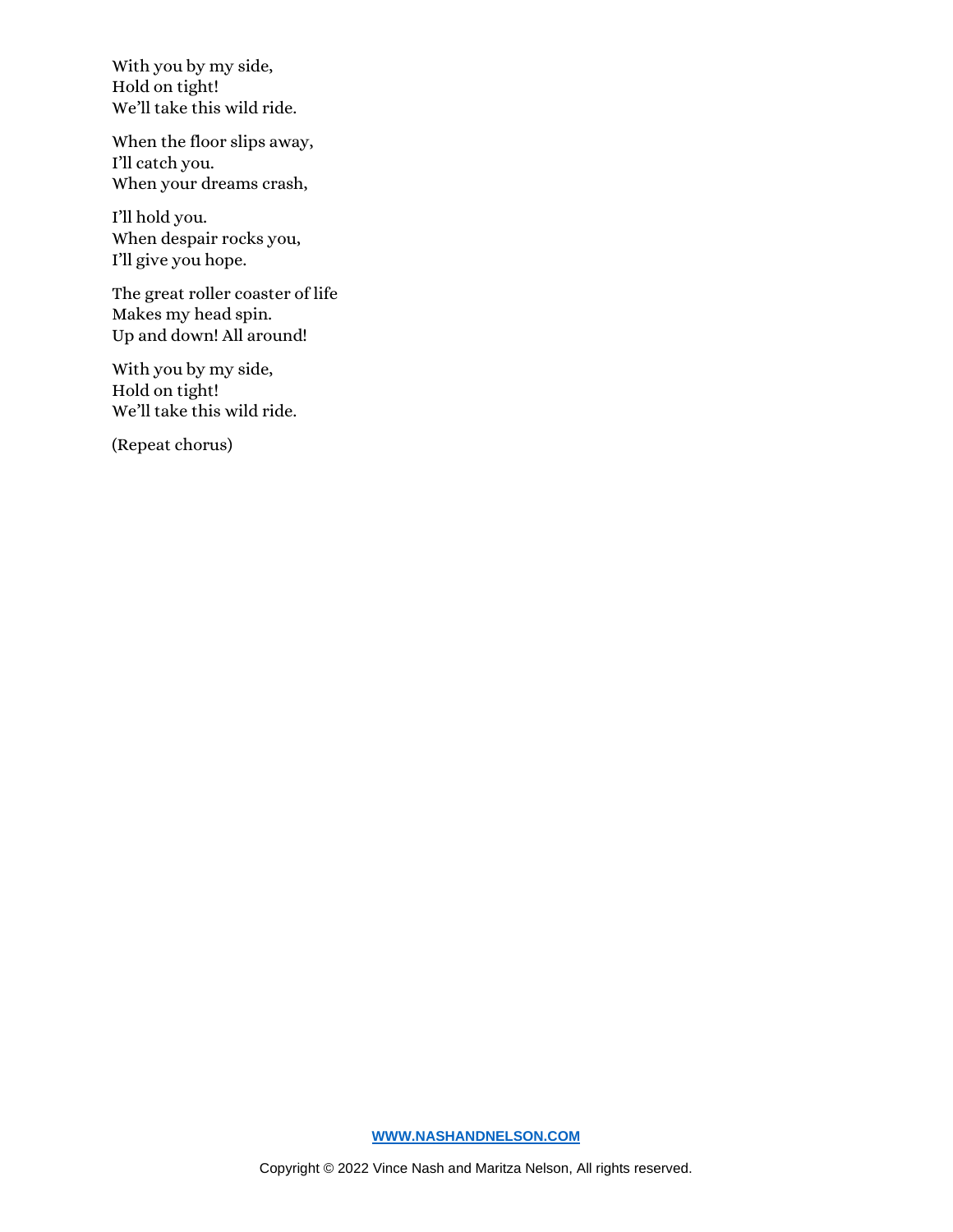With you by my side,
Hold on tight!
We'll take this wild ride.

When the floor slips away,
I'll catch you.
When your dreams crash,

I'll hold you.
When despair rocks you,
I'll give you hope.

The great roller coaster of life
Makes my head spin.
Up and down! All around!

With you by my side,
Hold on tight!
We'll take this wild ride.

(Repeat chorus)

[WWW.NASHANDNELSON.COM](http://WWW.NASHANDNELSON.COM)

Copyright © 2022 Vince Nash and Maritza Nelson, All rights reserved.